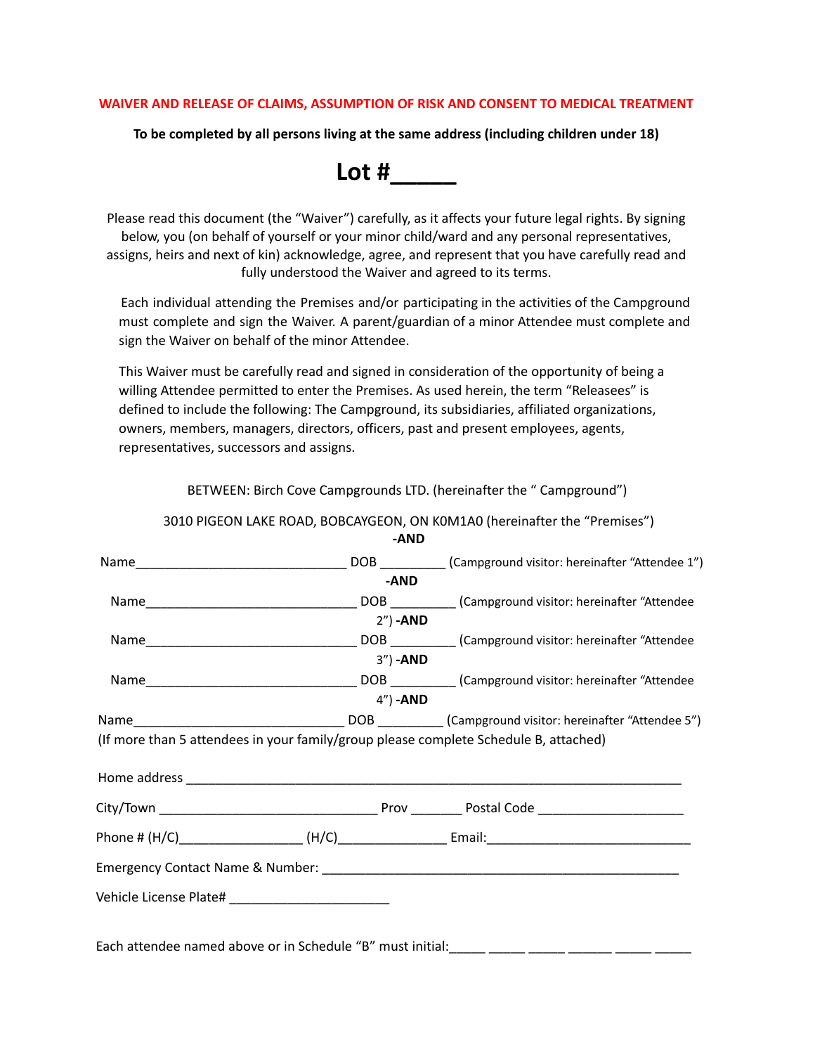**WAIVER AND RELEASE OF CLAIMS, ASSUMPTION OF RISK AND CONSENT TO MEDICAL TREATMENT**

**To be completed by all persons living at the same address (including children under 18)**

# Lot #_____

Please read this document (the "Waiver") carefully, as it affects your future legal rights. By signing below, you (on behalf of yourself or your minor child/ward and any personal representatives, assigns, heirs and next of kin) acknowledge, agree, and represent that you have carefully read and fully understood the Waiver and agreed to its terms.

Each individual attending the Premises and/or participating in the activities of the Campground must complete and sign the Waiver. A parent/guardian of a minor Attendee must complete and sign the Waiver on behalf of the minor Attendee.

This Waiver must be carefully read and signed in consideration of the opportunity of being a willing Attendee permitted to enter the Premises. As used herein, the term "Releasees" is defined to include the following: The Campground, its subsidiaries, affiliated organizations, owners, members, managers, directors, officers, past and present employees, agents, representatives, successors and assigns.

BETWEEN: Birch Cove Campgrounds LTD. (hereinafter the " Campground")

3010 PIGEON LAKE ROAD, BOBCAYGEON, ON K0M1A0 (hereinafter the "Premises")

**-AND**

Name______________________________ DOB _________ (Campground visitor: hereinafter "Attendee 1")

**-AND**

Name______________________________ DOB _________ (Campground visitor: hereinafter "Attendee 2") **-AND**

Name______________________________ DOB _________ (Campground visitor: hereinafter "Attendee 3") **-AND**

Name______________________________ DOB _________ (Campground visitor: hereinafter "Attendee 4") **-AND**

Name______________________________ DOB _________ (Campground visitor: hereinafter "Attendee 5")

(If more than 5 attendees in your family/group please complete Schedule B, attached)

Home address ______________________________________________________________________

City/Town ______________________________ Prov _______ Postal Code ____________________

Phone # (H/C)_________________ (H/C)_______________ Email:____________________________

Emergency Contact Name & Number: __________________________________________________

Vehicle License Plate# ______________________

Each attendee named above or in Schedule "B" must initial:_____ _____ _____ ______ _____ _____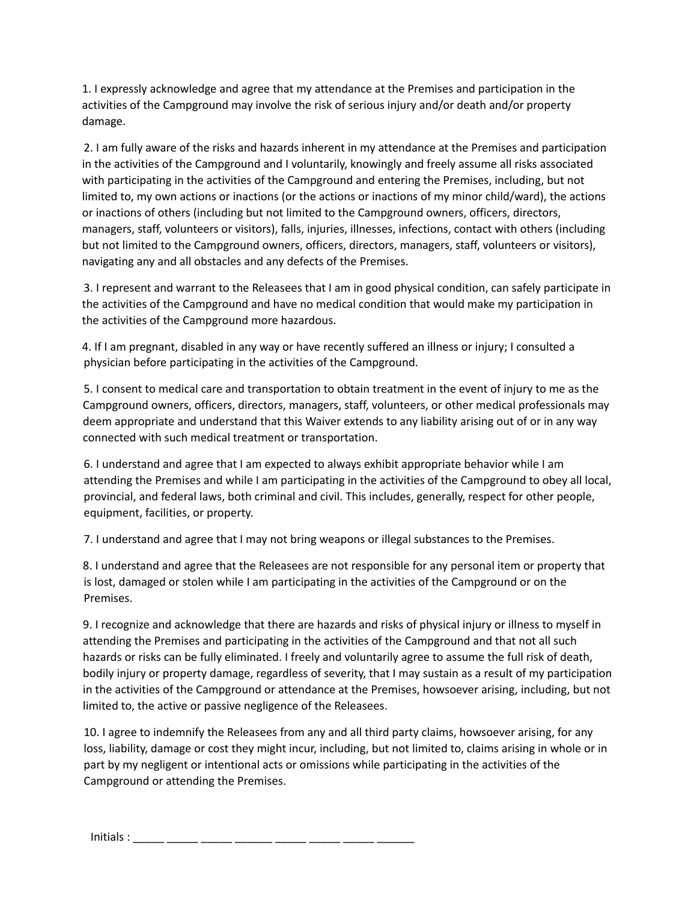1. I expressly acknowledge and agree that my attendance at the Premises and participation in the activities of the Campground may involve the risk of serious injury and/or death and/or property damage.

2. I am fully aware of the risks and hazards inherent in my attendance at the Premises and participation in the activities of the Campground and I voluntarily, knowingly and freely assume all risks associated with participating in the activities of the Campground and entering the Premises, including, but not limited to, my own actions or inactions (or the actions or inactions of my minor child/ward), the actions or inactions of others (including but not limited to the Campground owners, officers, directors, managers, staff, volunteers or visitors), falls, injuries, illnesses, infections, contact with others (including but not limited to the Campground owners, officers, directors, managers, staff, volunteers or visitors), navigating any and all obstacles and any defects of the Premises.

3. I represent and warrant to the Releasees that I am in good physical condition, can safely participate in the activities of the Campground and have no medical condition that would make my participation in the activities of the Campground more hazardous.

4. If I am pregnant, disabled in any way or have recently suffered an illness or injury; I consulted a physician before participating in the activities of the Campground.

5. I consent to medical care and transportation to obtain treatment in the event of injury to me as the Campground owners, officers, directors, managers, staff, volunteers, or other medical professionals may deem appropriate and understand that this Waiver extends to any liability arising out of or in any way connected with such medical treatment or transportation.

6. I understand and agree that I am expected to always exhibit appropriate behavior while I am attending the Premises and while I am participating in the activities of the Campground to obey all local, provincial, and federal laws, both criminal and civil. This includes, generally, respect for other people, equipment, facilities, or property.

7. I understand and agree that I may not bring weapons or illegal substances to the Premises.

8. I understand and agree that the Releasees are not responsible for any personal item or property that is lost, damaged or stolen while I am participating in the activities of the Campground or on the Premises.

9. I recognize and acknowledge that there are hazards and risks of physical injury or illness to myself in attending the Premises and participating in the activities of the Campground and that not all such hazards or risks can be fully eliminated. I freely and voluntarily agree to assume the full risk of death, bodily injury or property damage, regardless of severity, that I may sustain as a result of my participation in the activities of the Campground or attendance at the Premises, howsoever arising, including, but not limited to, the active or passive negligence of the Releasees.

10. I agree to indemnify the Releasees from any and all third party claims, howsoever arising, for any loss, liability, damage or cost they might incur, including, but not limited to, claims arising in whole or in part by my negligent or intentional acts or omissions while participating in the activities of the Campground or attending the Premises.

Initials : _____ _____ _____ ______ _____ _____ _____ ______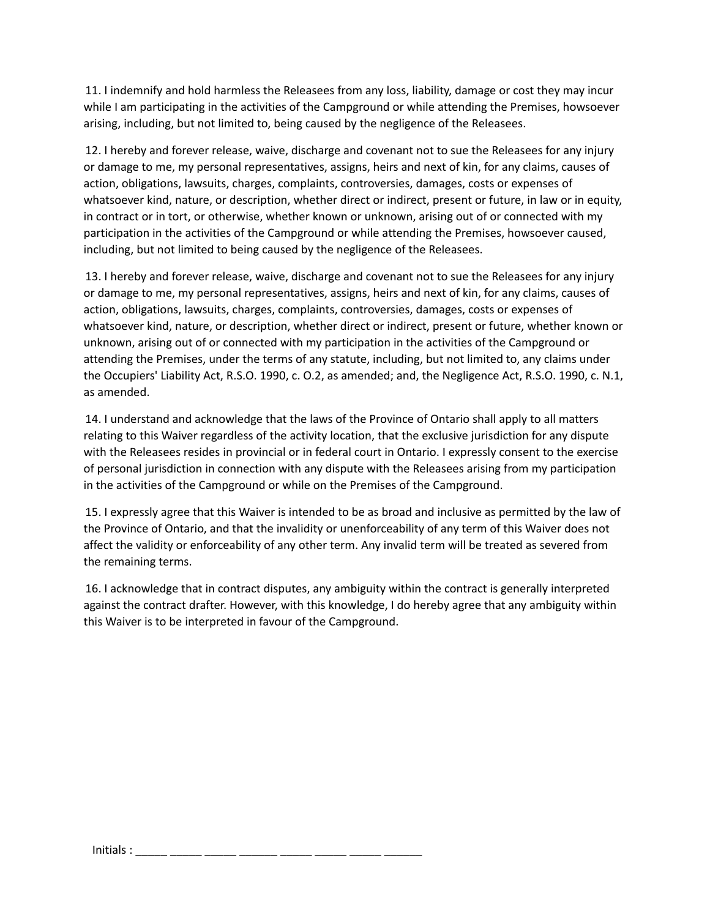11. I indemnify and hold harmless the Releasees from any loss, liability, damage or cost they may incur while I am participating in the activities of the Campground or while attending the Premises, howsoever arising, including, but not limited to, being caused by the negligence of the Releasees.

12. I hereby and forever release, waive, discharge and covenant not to sue the Releasees for any injury or damage to me, my personal representatives, assigns, heirs and next of kin, for any claims, causes of action, obligations, lawsuits, charges, complaints, controversies, damages, costs or expenses of whatsoever kind, nature, or description, whether direct or indirect, present or future, in law or in equity, in contract or in tort, or otherwise, whether known or unknown, arising out of or connected with my participation in the activities of the Campground or while attending the Premises, howsoever caused, including, but not limited to being caused by the negligence of the Releasees.

13. I hereby and forever release, waive, discharge and covenant not to sue the Releasees for any injury or damage to me, my personal representatives, assigns, heirs and next of kin, for any claims, causes of action, obligations, lawsuits, charges, complaints, controversies, damages, costs or expenses of whatsoever kind, nature, or description, whether direct or indirect, present or future, whether known or unknown, arising out of or connected with my participation in the activities of the Campground or attending the Premises, under the terms of any statute, including, but not limited to, any claims under the Occupiers' Liability Act, R.S.O. 1990, c. O.2, as amended; and, the Negligence Act, R.S.O. 1990, c. N.1, as amended.

14. I understand and acknowledge that the laws of the Province of Ontario shall apply to all matters relating to this Waiver regardless of the activity location, that the exclusive jurisdiction for any dispute with the Releasees resides in provincial or in federal court in Ontario. I expressly consent to the exercise of personal jurisdiction in connection with any dispute with the Releasees arising from my participation in the activities of the Campground or while on the Premises of the Campground.

15. I expressly agree that this Waiver is intended to be as broad and inclusive as permitted by the law of the Province of Ontario, and that the invalidity or unenforceability of any term of this Waiver does not affect the validity or enforceability of any other term. Any invalid term will be treated as severed from the remaining terms.

16. I acknowledge that in contract disputes, any ambiguity within the contract is generally interpreted against the contract drafter. However, with this knowledge, I do hereby agree that any ambiguity within this Waiver is to be interpreted in favour of the Campground.

Initials : _____ _____ _____ ______ _____ _____ _____ ______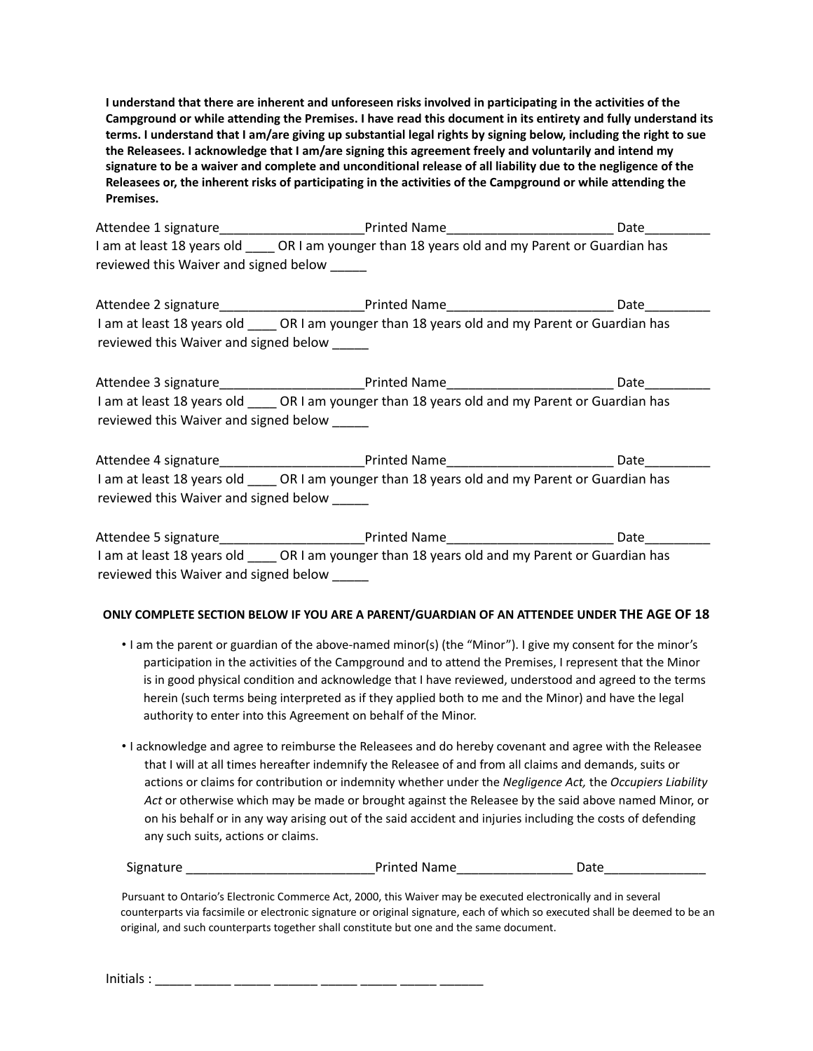**I understand that there are inherent and unforeseen risks involved in participating in the activities of the Campground or while attending the Premises. I have read this document in its entirety and fully understand its terms. I understand that I am/are giving up substantial legal rights by signing below, including the right to sue the Releasees. I acknowledge that I am/are signing this agreement freely and voluntarily and intend my signature to be a waiver and complete and unconditional release of all liability due to the negligence of the Releasees or, the inherent risks of participating in the activities of the Campground or while attending the Premises.**

Attendee 1 signature____________________Printed Name_______________________ Date_________
I am at least 18 years old ____ OR I am younger than 18 years old and my Parent or Guardian has reviewed this Waiver and signed below _____

Attendee 2 signature____________________Printed Name_______________________ Date_________
I am at least 18 years old ____ OR I am younger than 18 years old and my Parent or Guardian has reviewed this Waiver and signed below _____

Attendee 3 signature____________________Printed Name_______________________ Date_________
I am at least 18 years old ____ OR I am younger than 18 years old and my Parent or Guardian has reviewed this Waiver and signed below _____

Attendee 4 signature____________________Printed Name_______________________ Date_________
I am at least 18 years old ____ OR I am younger than 18 years old and my Parent or Guardian has reviewed this Waiver and signed below _____

Attendee 5 signature____________________Printed Name_______________________ Date_________
I am at least 18 years old ____ OR I am younger than 18 years old and my Parent or Guardian has reviewed this Waiver and signed below _____

**ONLY COMPLETE SECTION BELOW IF YOU ARE A PARENT/GUARDIAN OF AN ATTENDEE UNDER THE AGE OF 18**

- I am the parent or guardian of the above-named minor(s) (the "Minor"). I give my consent for the minor's participation in the activities of the Campground and to attend the Premises, I represent that the Minor is in good physical condition and acknowledge that I have reviewed, understood and agreed to the terms herein (such terms being interpreted as if they applied both to me and the Minor) and have the legal authority to enter into this Agreement on behalf of the Minor.
- I acknowledge and agree to reimburse the Releasees and do hereby covenant and agree with the Releasee that I will at all times hereafter indemnify the Releasee of and from all claims and demands, suits or actions or claims for contribution or indemnity whether under the *Negligence Act,* the *Occupiers Liability Act* or otherwise which may be made or brought against the Releasee by the said above named Minor, or on his behalf or in any way arising out of the said accident and injuries including the costs of defending any such suits, actions or claims.

Signature __________________________Printed Name________________ Date______________

Pursuant to Ontario's Electronic Commerce Act, 2000, this Waiver may be executed electronically and in several counterparts via facsimile or electronic signature or original signature, each of which so executed shall be deemed to be an original, and such counterparts together shall constitute but one and the same document.

Initials : _____ _____ _____ ______ _____ _____ _____ ______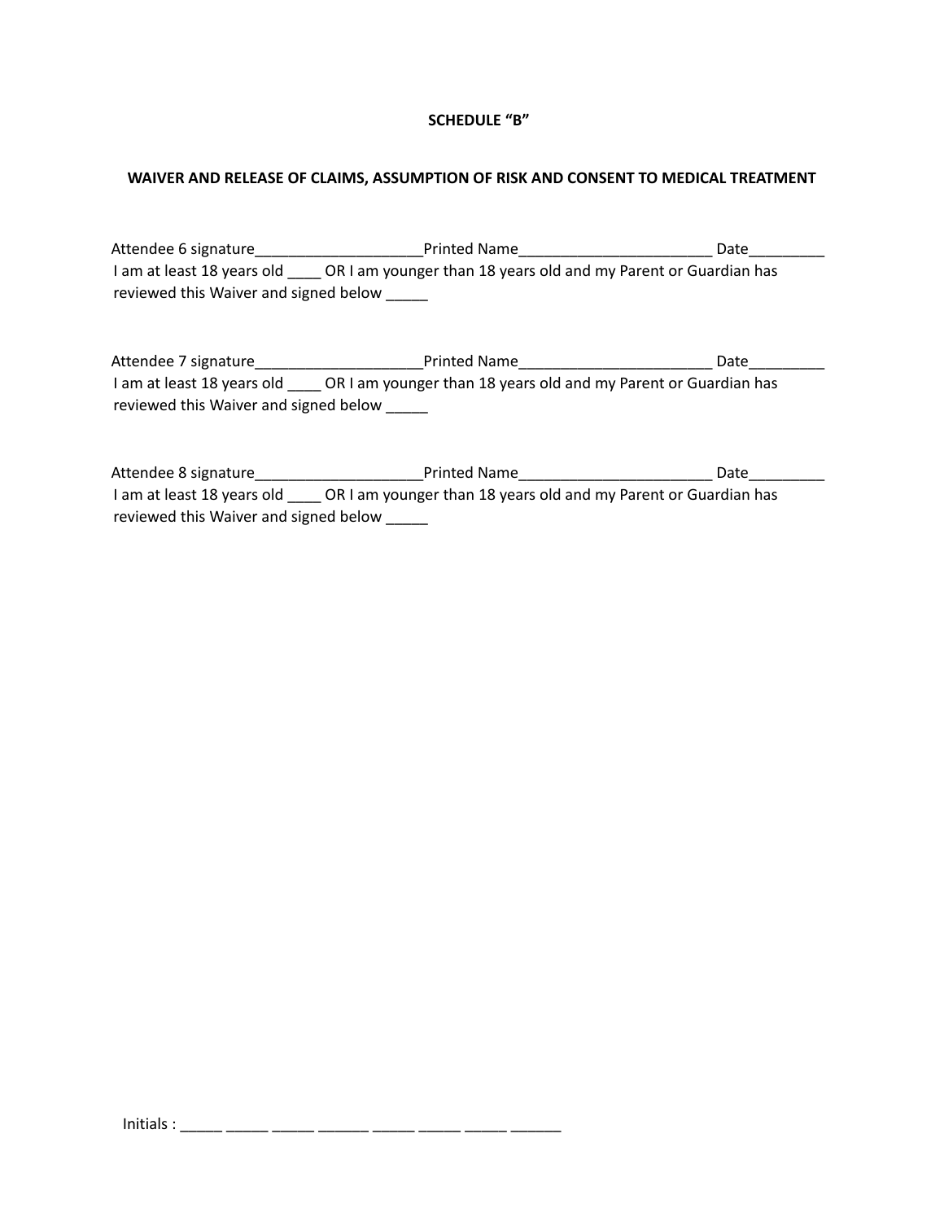**SCHEDULE "B"**

**WAIVER AND RELEASE OF CLAIMS, ASSUMPTION OF RISK AND CONSENT TO MEDICAL TREATMENT**

Attendee 6 signature____________________Printed Name_______________________ Date_________
I am at least 18 years old ____ OR I am younger than 18 years old and my Parent or Guardian has reviewed this Waiver and signed below _____

Attendee 7 signature____________________Printed Name_______________________ Date_________
I am at least 18 years old ____ OR I am younger than 18 years old and my Parent or Guardian has reviewed this Waiver and signed below _____

Attendee 8 signature____________________Printed Name_______________________ Date_________
I am at least 18 years old ____ OR I am younger than 18 years old and my Parent or Guardian has reviewed this Waiver and signed below _____

Initials : _____ _____ _____ ______ _____ _____ _____ ______